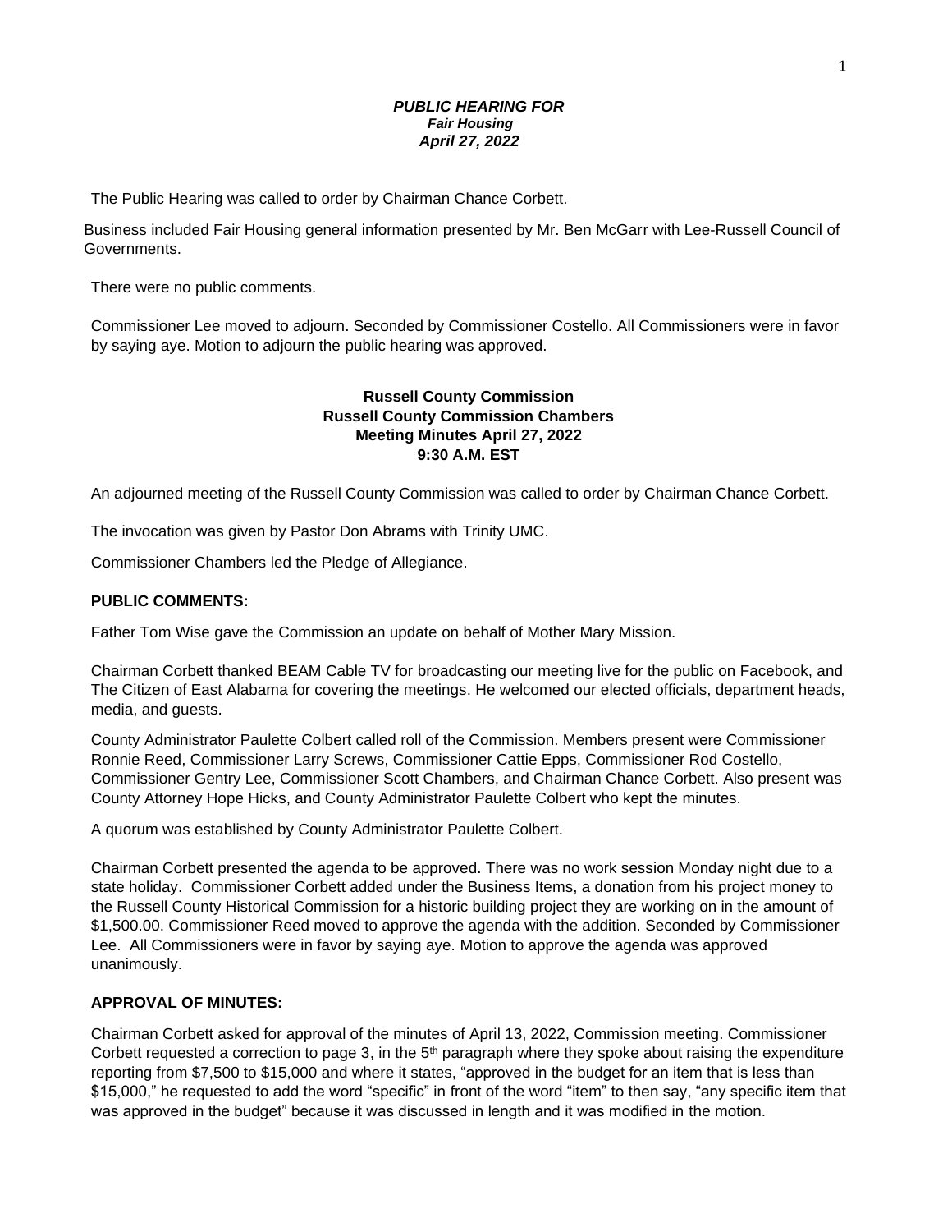***PUBLIC HEARING FOR***
***Fair Housing***
***April 27, 2022***

The Public Hearing was called to order by Chairman Chance Corbett.

Business included Fair Housing general information presented by Mr. Ben McGarr with Lee-Russell Council of Governments.

There were no public comments.

Commissioner Lee moved to adjourn. Seconded by Commissioner Costello. All Commissioners were in favor by saying aye. Motion to adjourn the public hearing was approved.

**Russell County Commission**
**Russell County Commission Chambers**
**Meeting Minutes April 27, 2022**
**9:30 A.M. EST**

An adjourned meeting of the Russell County Commission was called to order by Chairman Chance Corbett.

The invocation was given by Pastor Don Abrams with Trinity UMC.

Commissioner Chambers led the Pledge of Allegiance.

**PUBLIC COMMENTS:**

Father Tom Wise gave the Commission an update on behalf of Mother Mary Mission.

Chairman Corbett thanked BEAM Cable TV for broadcasting our meeting live for the public on Facebook, and The Citizen of East Alabama for covering the meetings. He welcomed our elected officials, department heads, media, and guests.

County Administrator Paulette Colbert called roll of the Commission. Members present were Commissioner Ronnie Reed, Commissioner Larry Screws, Commissioner Cattie Epps, Commissioner Rod Costello, Commissioner Gentry Lee, Commissioner Scott Chambers, and Chairman Chance Corbett. Also present was County Attorney Hope Hicks, and County Administrator Paulette Colbert who kept the minutes.

A quorum was established by County Administrator Paulette Colbert.

Chairman Corbett presented the agenda to be approved. There was no work session Monday night due to a state holiday. Commissioner Corbett added under the Business Items, a donation from his project money to the Russell County Historical Commission for a historic building project they are working on in the amount of $1,500.00. Commissioner Reed moved to approve the agenda with the addition. Seconded by Commissioner Lee. All Commissioners were in favor by saying aye. Motion to approve the agenda was approved unanimously.

**APPROVAL OF MINUTES:**

Chairman Corbett asked for approval of the minutes of April 13, 2022, Commission meeting. Commissioner Corbett requested a correction to page 3, in the 5th paragraph where they spoke about raising the expenditure reporting from $7,500 to $15,000 and where it states, "approved in the budget for an item that is less than $15,000," he requested to add the word "specific" in front of the word "item" to then say, "any specific item that was approved in the budget" because it was discussed in length and it was modified in the motion.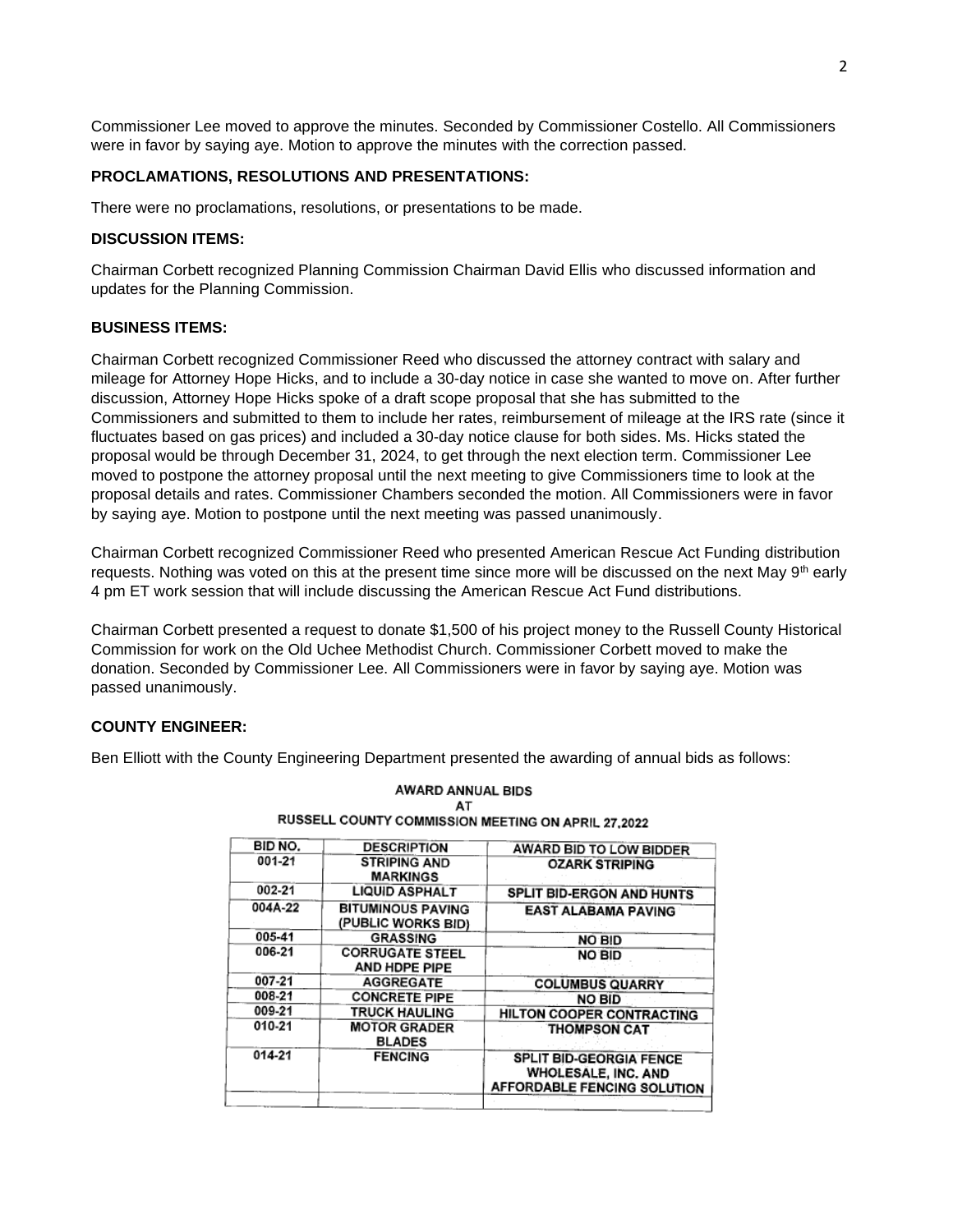Commissioner Lee moved to approve the minutes. Seconded by Commissioner Costello. All Commissioners were in favor by saying aye. Motion to approve the minutes with the correction passed.

**PROCLAMATIONS, RESOLUTIONS AND PRESENTATIONS:**

There were no proclamations, resolutions, or presentations to be made.

**DISCUSSION ITEMS:**

Chairman Corbett recognized Planning Commission Chairman David Ellis who discussed information and updates for the Planning Commission.

**BUSINESS ITEMS:**

Chairman Corbett recognized Commissioner Reed who discussed the attorney contract with salary and mileage for Attorney Hope Hicks, and to include a 30-day notice in case she wanted to move on. After further discussion, Attorney Hope Hicks spoke of a draft scope proposal that she has submitted to the Commissioners and submitted to them to include her rates, reimbursement of mileage at the IRS rate (since it fluctuates based on gas prices) and included a 30-day notice clause for both sides. Ms. Hicks stated the proposal would be through December 31, 2024, to get through the next election term. Commissioner Lee moved to postpone the attorney proposal until the next meeting to give Commissioners time to look at the proposal details and rates. Commissioner Chambers seconded the motion. All Commissioners were in favor by saying aye. Motion to postpone until the next meeting was passed unanimously.

Chairman Corbett recognized Commissioner Reed who presented American Rescue Act Funding distribution requests. Nothing was voted on this at the present time since more will be discussed on the next May 9th early 4 pm ET work session that will include discussing the American Rescue Act Fund distributions.

Chairman Corbett presented a request to donate $1,500 of his project money to the Russell County Historical Commission for work on the Old Uchee Methodist Church. Commissioner Corbett moved to make the donation. Seconded by Commissioner Lee. All Commissioners were in favor by saying aye. Motion was passed unanimously.

**COUNTY ENGINEER:**

Ben Elliott with the County Engineering Department presented the awarding of annual bids as follows:

**AWARD ANNUAL BIDS AT RUSSELL COUNTY COMMISSION MEETING ON APRIL 27,2022**

| BID NO. | DESCRIPTION | AWARD BID TO LOW BIDDER |
|---|---|---|
| 001-21 | STRIPING AND MARKINGS | OZARK STRIPING |
| 002-21 | LIQUID ASPHALT | SPLIT BID-ERGON AND HUNTS |
| 004A-22 | BITUMINOUS PAVING (PUBLIC WORKS BID) | EAST ALABAMA PAVING |
| 005-41 | GRASSING | NO BID |
| 006-21 | CORRUGATE STEEL AND HDPE PIPE | NO BID |
| 007-21 | AGGREGATE | COLUMBUS QUARRY |
| 008-21 | CONCRETE PIPE | NO BID |
| 009-21 | TRUCK HAULING | HILTON COOPER CONTRACTING |
| 010-21 | MOTOR GRADER BLADES | THOMPSON CAT |
| 014-21 | FENCING | SPLIT BID-GEORGIA FENCE WHOLESALE, INC. AND AFFORDABLE FENCING SOLUTION |
| | | |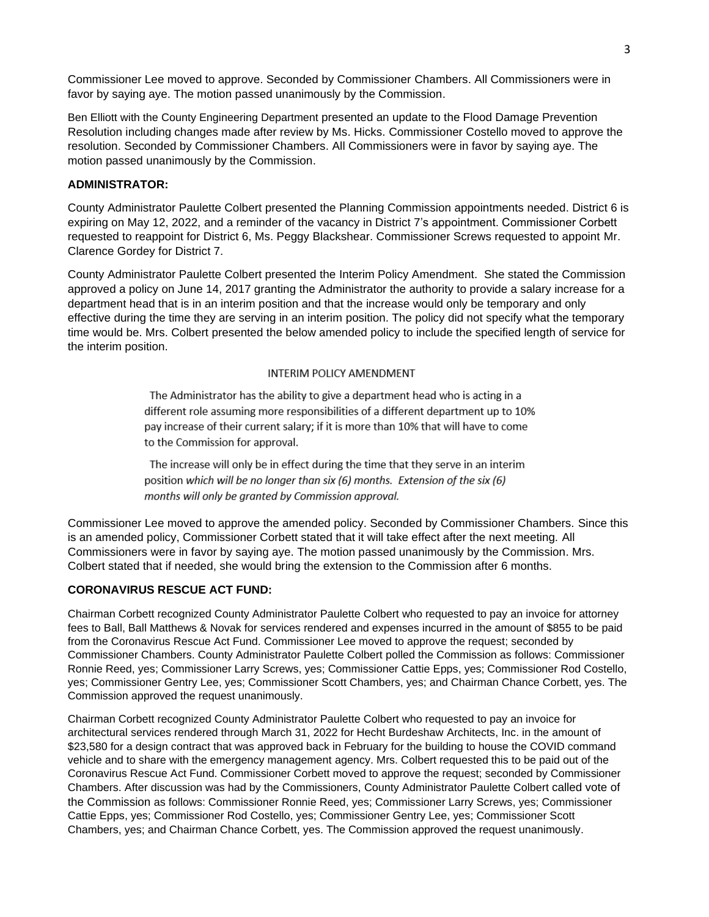Commissioner Lee moved to approve. Seconded by Commissioner Chambers. All Commissioners were in favor by saying aye. The motion passed unanimously by the Commission.

Ben Elliott with the County Engineering Department presented an update to the Flood Damage Prevention Resolution including changes made after review by Ms. Hicks. Commissioner Costello moved to approve the resolution. Seconded by Commissioner Chambers. All Commissioners were in favor by saying aye. The motion passed unanimously by the Commission.

**ADMINISTRATOR:**

County Administrator Paulette Colbert presented the Planning Commission appointments needed. District 6 is expiring on May 12, 2022, and a reminder of the vacancy in District 7's appointment. Commissioner Corbett requested to reappoint for District 6, Ms. Peggy Blackshear. Commissioner Screws requested to appoint Mr. Clarence Gordey for District 7.

County Administrator Paulette Colbert presented the Interim Policy Amendment. She stated the Commission approved a policy on June 14, 2017 granting the Administrator the authority to provide a salary increase for a department head that is in an interim position and that the increase would only be temporary and only effective during the time they are serving in an interim position. The policy did not specify what the temporary time would be. Mrs. Colbert presented the below amended policy to include the specified length of service for the interim position.

INTERIM POLICY AMENDMENT

The Administrator has the ability to give a department head who is acting in a different role assuming more responsibilities of a different department up to 10% pay increase of their current salary; if it is more than 10% that will have to come to the Commission for approval.

The increase will only be in effect during the time that they serve in an interim position *which will be no longer than six (6) months. Extension of the six (6) months will only be granted by Commission approval.*

Commissioner Lee moved to approve the amended policy. Seconded by Commissioner Chambers. Since this is an amended policy, Commissioner Corbett stated that it will take effect after the next meeting. All Commissioners were in favor by saying aye. The motion passed unanimously by the Commission. Mrs. Colbert stated that if needed, she would bring the extension to the Commission after 6 months.

**CORONAVIRUS RESCUE ACT FUND:**

Chairman Corbett recognized County Administrator Paulette Colbert who requested to pay an invoice for attorney fees to Ball, Ball Matthews & Novak for services rendered and expenses incurred in the amount of $855 to be paid from the Coronavirus Rescue Act Fund. Commissioner Lee moved to approve the request; seconded by Commissioner Chambers. County Administrator Paulette Colbert polled the Commission as follows: Commissioner Ronnie Reed, yes; Commissioner Larry Screws, yes; Commissioner Cattie Epps, yes; Commissioner Rod Costello, yes; Commissioner Gentry Lee, yes; Commissioner Scott Chambers, yes; and Chairman Chance Corbett, yes. The Commission approved the request unanimously.

Chairman Corbett recognized County Administrator Paulette Colbert who requested to pay an invoice for architectural services rendered through March 31, 2022 for Hecht Burdeshaw Architects, Inc. in the amount of $23,580 for a design contract that was approved back in February for the building to house the COVID command vehicle and to share with the emergency management agency. Mrs. Colbert requested this to be paid out of the Coronavirus Rescue Act Fund. Commissioner Corbett moved to approve the request; seconded by Commissioner Chambers. After discussion was had by the Commissioners, County Administrator Paulette Colbert called vote of the Commission as follows: Commissioner Ronnie Reed, yes; Commissioner Larry Screws, yes; Commissioner Cattie Epps, yes; Commissioner Rod Costello, yes; Commissioner Gentry Lee, yes; Commissioner Scott Chambers, yes; and Chairman Chance Corbett, yes. The Commission approved the request unanimously.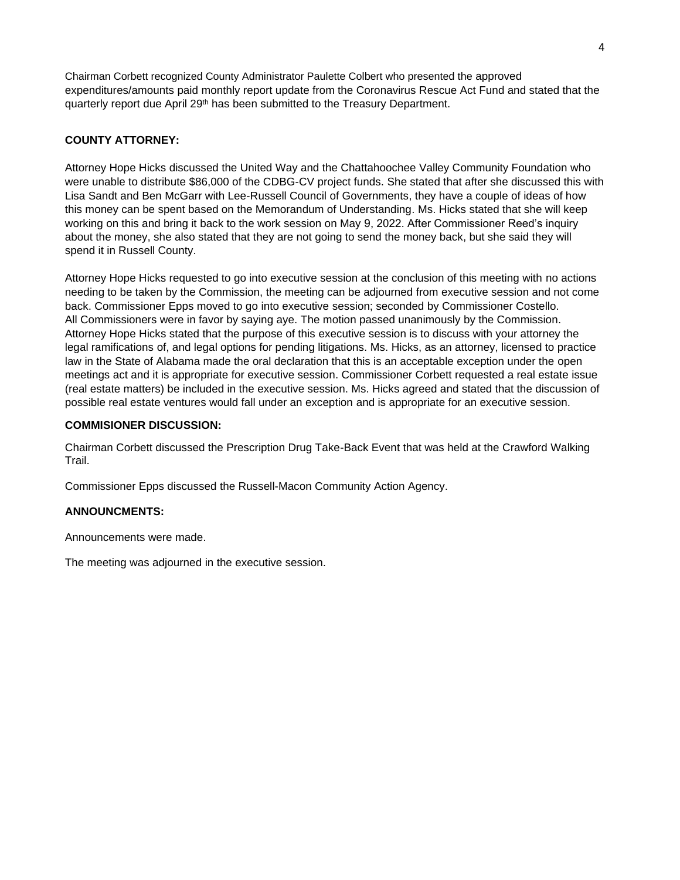Chairman Corbett recognized County Administrator Paulette Colbert who presented the approved expenditures/amounts paid monthly report update from the Coronavirus Rescue Act Fund and stated that the quarterly report due April 29th has been submitted to the Treasury Department.

**COUNTY ATTORNEY:**

Attorney Hope Hicks discussed the United Way and the Chattahoochee Valley Community Foundation who were unable to distribute $86,000 of the CDBG-CV project funds. She stated that after she discussed this with Lisa Sandt and Ben McGarr with Lee-Russell Council of Governments, they have a couple of ideas of how this money can be spent based on the Memorandum of Understanding. Ms. Hicks stated that she will keep working on this and bring it back to the work session on May 9, 2022. After Commissioner Reed's inquiry about the money, she also stated that they are not going to send the money back, but she said they will spend it in Russell County.

Attorney Hope Hicks requested to go into executive session at the conclusion of this meeting with no actions needing to be taken by the Commission, the meeting can be adjourned from executive session and not come back. Commissioner Epps moved to go into executive session; seconded by Commissioner Costello. All Commissioners were in favor by saying aye. The motion passed unanimously by the Commission. Attorney Hope Hicks stated that the purpose of this executive session is to discuss with your attorney the legal ramifications of, and legal options for pending litigations. Ms. Hicks, as an attorney, licensed to practice law in the State of Alabama made the oral declaration that this is an acceptable exception under the open meetings act and it is appropriate for executive session. Commissioner Corbett requested a real estate issue (real estate matters) be included in the executive session. Ms. Hicks agreed and stated that the discussion of possible real estate ventures would fall under an exception and is appropriate for an executive session.

**COMMISIONER DISCUSSION:**

Chairman Corbett discussed the Prescription Drug Take-Back Event that was held at the Crawford Walking Trail.

Commissioner Epps discussed the Russell-Macon Community Action Agency.

**ANNOUNCMENTS:**

Announcements were made.

The meeting was adjourned in the executive session.